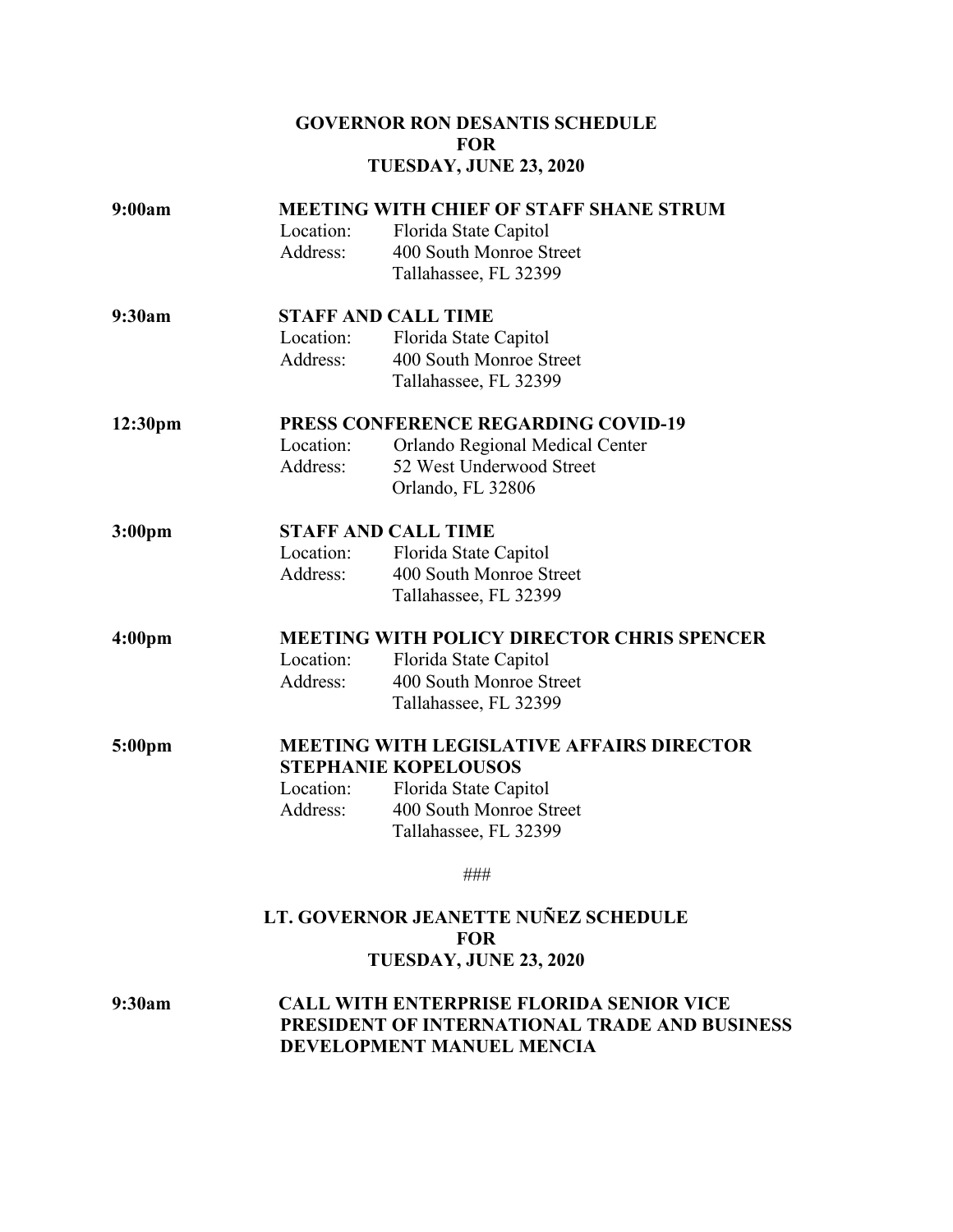# GOVERNOR RON DESANTIS SCHEDULE
# FOR
# TUESDAY, JUNE 23, 2020

**9:00am** **MEETING WITH CHIEF OF STAFF SHANE STRUM**
Location: Florida State Capitol
Address: 400 South Monroe Street
Tallahassee, FL 32399

**9:30am** **STAFF AND CALL TIME**
Location: Florida State Capitol
Address: 400 South Monroe Street
Tallahassee, FL 32399

**12:30pm** **PRESS CONFERENCE REGARDING COVID-19**
Location: Orlando Regional Medical Center
Address: 52 West Underwood Street
Orlando, FL 32806

**3:00pm** **STAFF AND CALL TIME**
Location: Florida State Capitol
Address: 400 South Monroe Street
Tallahassee, FL 32399

**4:00pm** **MEETING WITH POLICY DIRECTOR CHRIS SPENCER**
Location: Florida State Capitol
Address: 400 South Monroe Street
Tallahassee, FL 32399

**5:00pm** **MEETING WITH LEGISLATIVE AFFAIRS DIRECTOR STEPHANIE KOPELOUSOS**
Location: Florida State Capitol
Address: 400 South Monroe Street
Tallahassee, FL 32399

###

# LT. GOVERNOR JEANETTE NUÑEZ SCHEDULE
# FOR
# TUESDAY, JUNE 23, 2020

**9:30am** **CALL WITH ENTERPRISE FLORIDA SENIOR VICE PRESIDENT OF INTERNATIONAL TRADE AND BUSINESS DEVELOPMENT MANUEL MENCIA**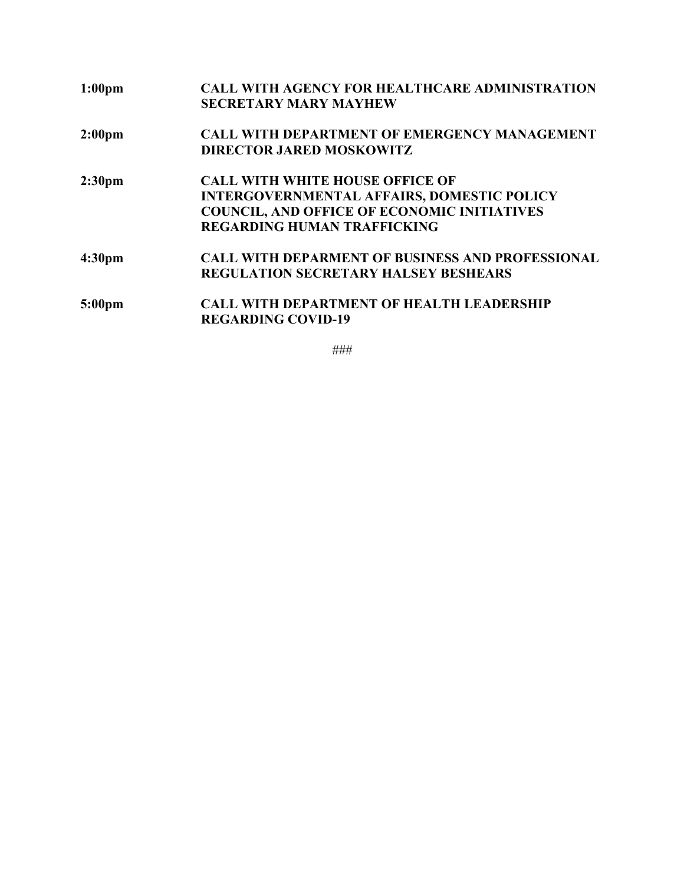**1:00pm** **CALL WITH AGENCY FOR HEALTHCARE ADMINISTRATION SECRETARY MARY MAYHEW**

**2:00pm** **CALL WITH DEPARTMENT OF EMERGENCY MANAGEMENT DIRECTOR JARED MOSKOWITZ**

**2:30pm** **CALL WITH WHITE HOUSE OFFICE OF INTERGOVERNMENTAL AFFAIRS, DOMESTIC POLICY COUNCIL, AND OFFICE OF ECONOMIC INITIATIVES REGARDING HUMAN TRAFFICKING**

**4:30pm** **CALL WITH DEPARMENT OF BUSINESS AND PROFESSIONAL REGULATION SECRETARY HALSEY BESHEARS**

**5:00pm** **CALL WITH DEPARTMENT OF HEALTH LEADERSHIP REGARDING COVID-19**

###